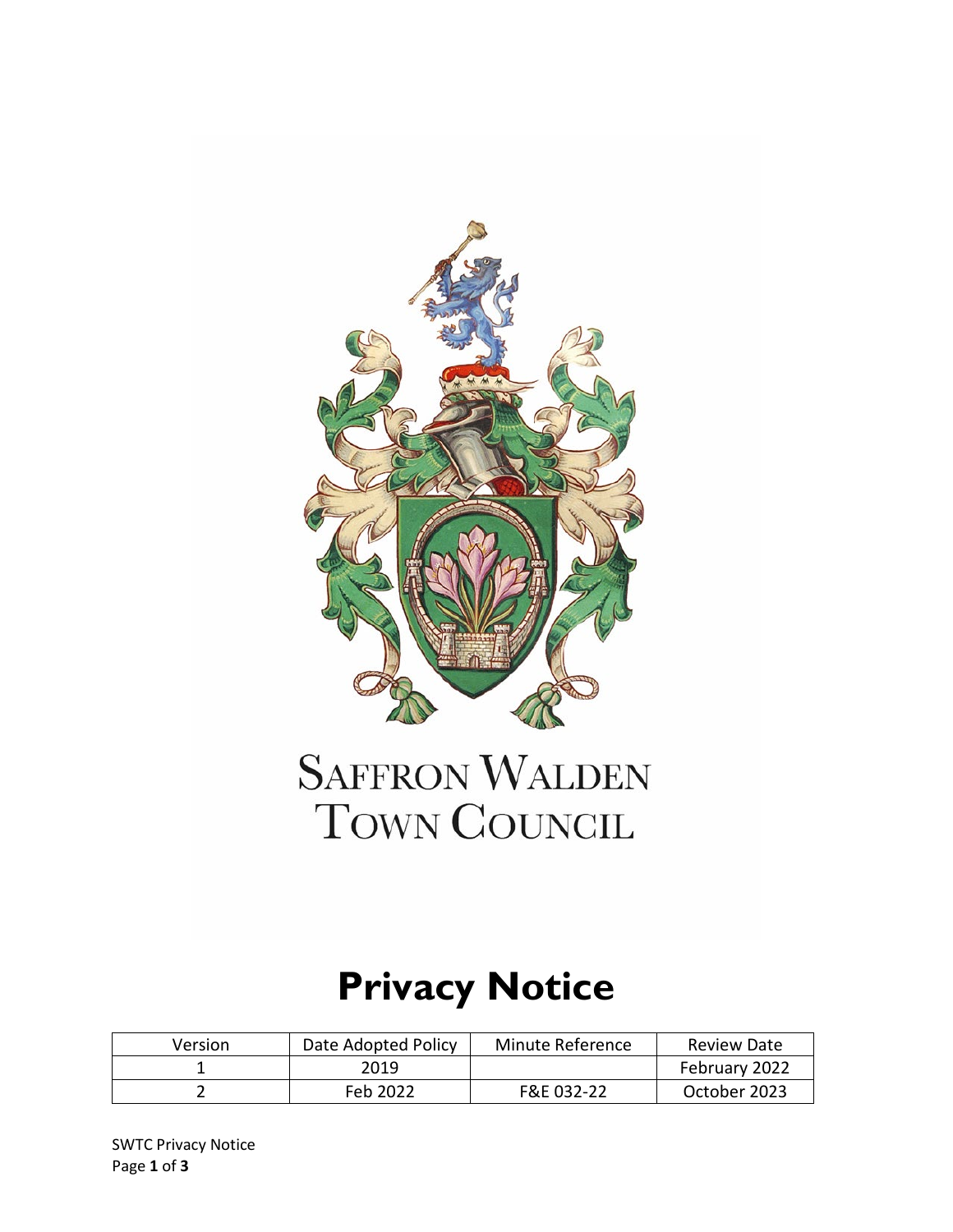SAFFRON WALDEN
TOWN COUNCIL

# Privacy Notice

| Version | Date Adopted Policy | Minute Reference | Review Date |
| --- | --- | --- | --- |
| 1 | 2019 | | February 2022 |
| 2 | Feb 2022 | F&E 032-22 | October 2023 |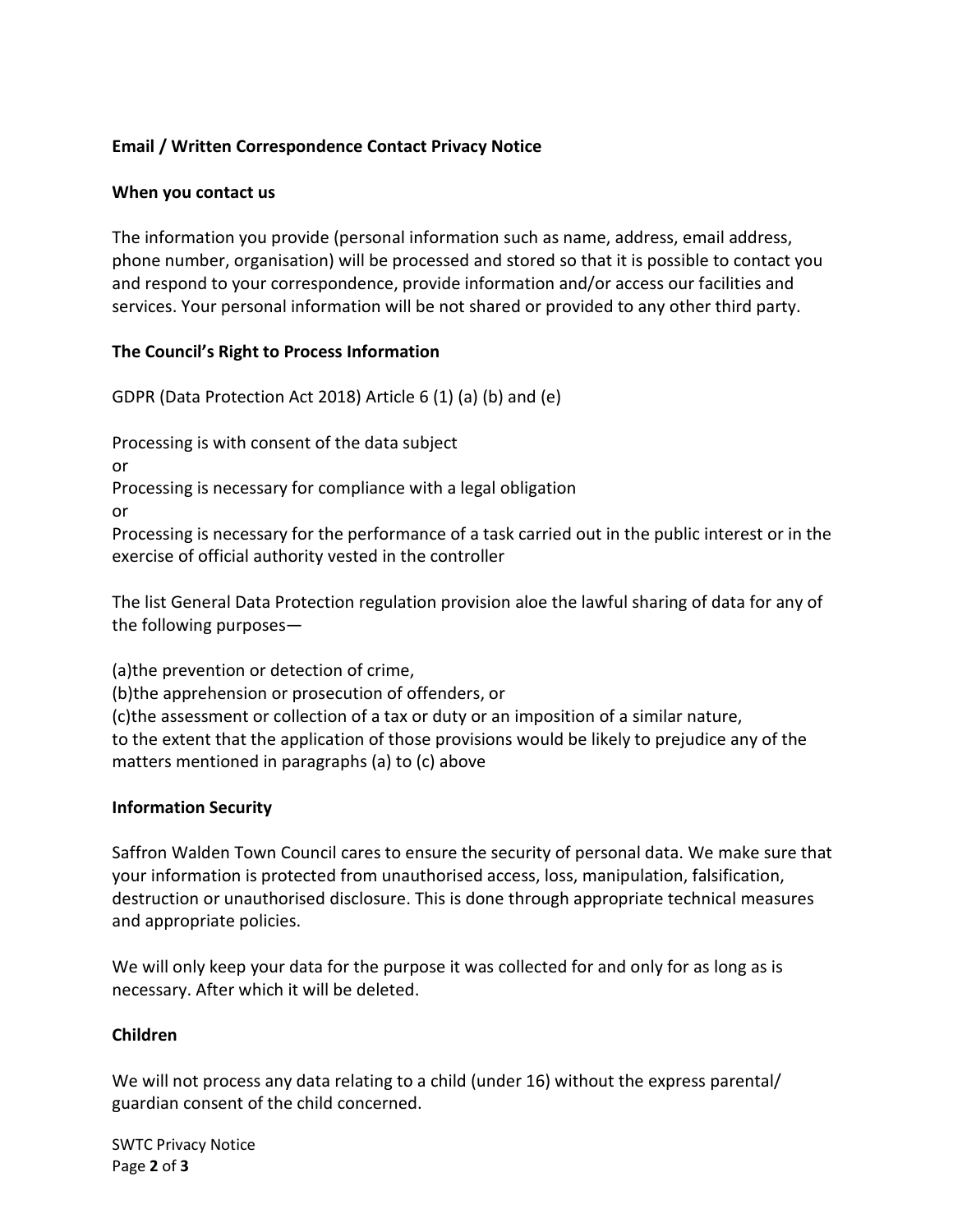**Email / Written Correspondence Contact Privacy Notice**

**When you contact us**

The information you provide (personal information such as name, address, email address, phone number, organisation) will be processed and stored so that it is possible to contact you and respond to your correspondence, provide information and/or access our facilities and services. Your personal information will be not shared or provided to any other third party.

**The Council's Right to Process Information**

GDPR (Data Protection Act 2018) Article 6 (1) (a) (b) and (e)

Processing is with consent of the data subject
or
Processing is necessary for compliance with a legal obligation
or
Processing is necessary for the performance of a task carried out in the public interest or in the exercise of official authority vested in the controller

The list General Data Protection regulation provision aloe the lawful sharing of data for any of the following purposes—

(a)the prevention or detection of crime,
(b)the apprehension or prosecution of offenders, or
(c)the assessment or collection of a tax or duty or an imposition of a similar nature,
to the extent that the application of those provisions would be likely to prejudice any of the matters mentioned in paragraphs (a) to (c) above

**Information Security**

Saffron Walden Town Council cares to ensure the security of personal data. We make sure that your information is protected from unauthorised access, loss, manipulation, falsification, destruction or unauthorised disclosure. This is done through appropriate technical measures and appropriate policies.

We will only keep your data for the purpose it was collected for and only for as long as is necessary. After which it will be deleted.

**Children**

We will not process any data relating to a child (under 16) without the express parental/ guardian consent of the child concerned.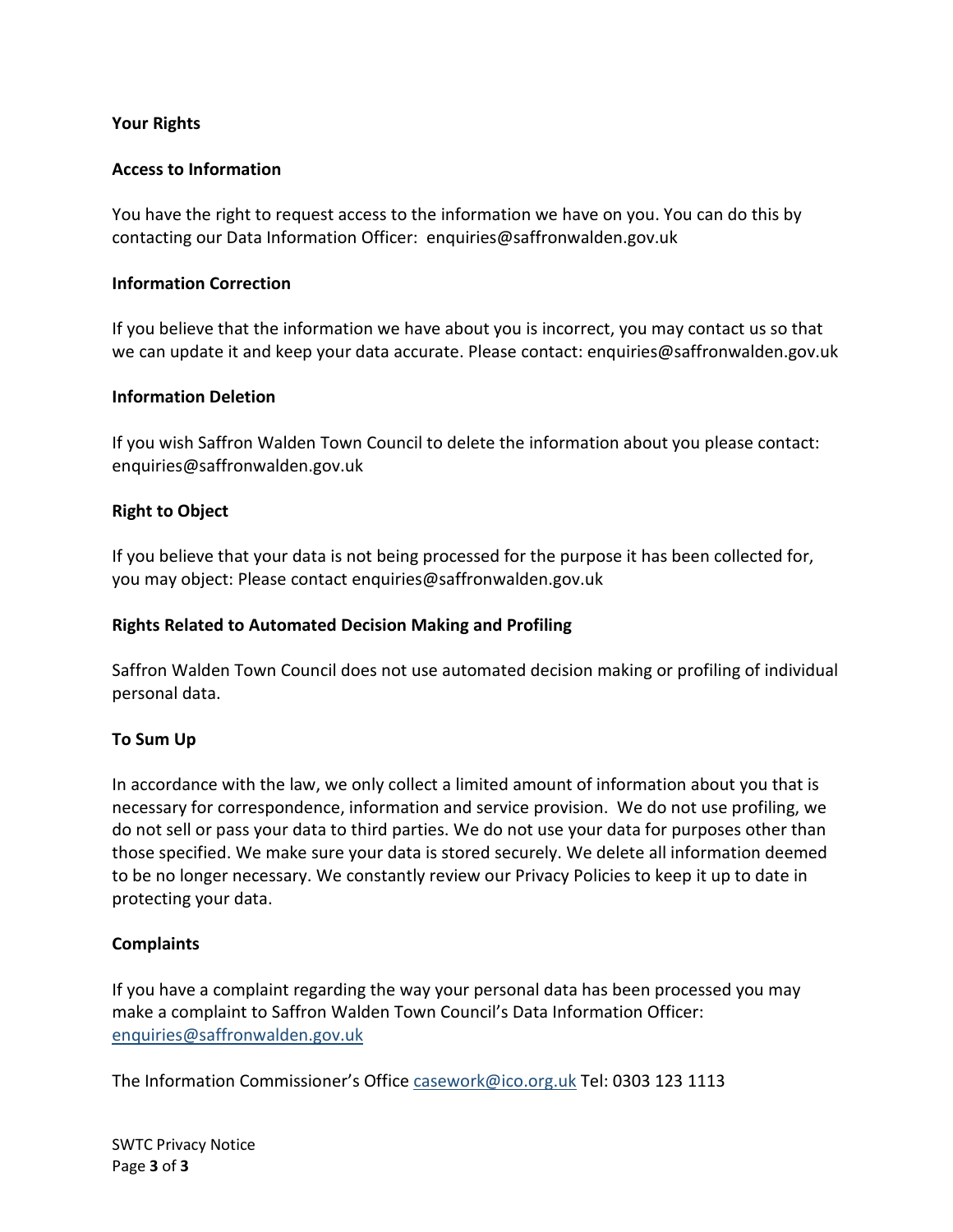## Your Rights

### Access to Information

You have the right to request access to the information we have on you. You can do this by contacting our Data Information Officer: enquiries@saffronwalden.gov.uk

### Information Correction

If you believe that the information we have about you is incorrect, you may contact us so that we can update it and keep your data accurate. Please contact: enquiries@saffronwalden.gov.uk

### Information Deletion

If you wish Saffron Walden Town Council to delete the information about you please contact: enquiries@saffronwalden.gov.uk

### Right to Object

If you believe that your data is not being processed for the purpose it has been collected for, you may object: Please contact enquiries@saffronwalden.gov.uk

### Rights Related to Automated Decision Making and Profiling

Saffron Walden Town Council does not use automated decision making or profiling of individual personal data.

### To Sum Up

In accordance with the law, we only collect a limited amount of information about you that is necessary for correspondence, information and service provision. We do not use profiling, we do not sell or pass your data to third parties. We do not use your data for purposes other than those specified. We make sure your data is stored securely. We delete all information deemed to be no longer necessary. We constantly review our Privacy Policies to keep it up to date in protecting your data.

### Complaints

If you have a complaint regarding the way your personal data has been processed you may make a complaint to Saffron Walden Town Council's Data Information Officer: enquiries@saffronwalden.gov.uk

The Information Commissioner's Office casework@ico.org.uk Tel: 0303 123 1113